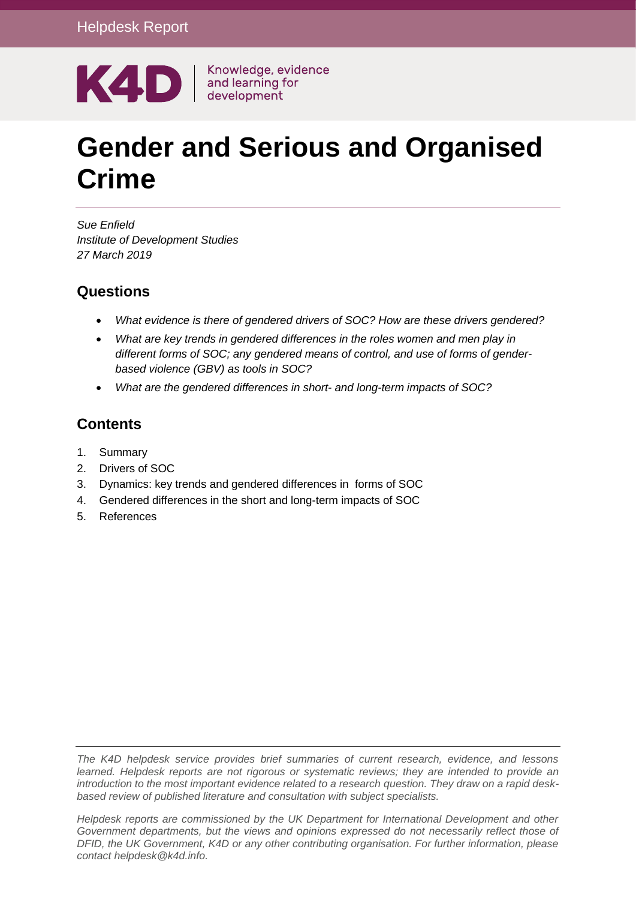Helpdesk Report

K4D | Knowledge, evidence and learning for development

# Gender and Serious and Organised Crime

*Sue Enfield*
*Institute of Development Studies*
*27 March 2019*

## Questions

- *What evidence is there of gendered drivers of SOC? How are these drivers gendered?*
- *What are key trends in gendered differences in the roles women and men play in different forms of SOC; any gendered means of control, and use of forms of gender-based violence (GBV) as tools in SOC?*
- *What are the gendered differences in short- and long-term impacts of SOC?*

## Contents

1. Summary
2. Drivers of SOC
3. Dynamics: key trends and gendered differences in forms of SOC
4. Gendered differences in the short and long-term impacts of SOC
5. References

*The K4D helpdesk service provides brief summaries of current research, evidence, and lessons learned. Helpdesk reports are not rigorous or systematic reviews; they are intended to provide an introduction to the most important evidence related to a research question. They draw on a rapid desk-based review of published literature and consultation with subject specialists.*

*Helpdesk reports are commissioned by the UK Department for International Development and other Government departments, but the views and opinions expressed do not necessarily reflect those of DFID, the UK Government, K4D or any other contributing organisation. For further information, please contact helpdesk@k4d.info.*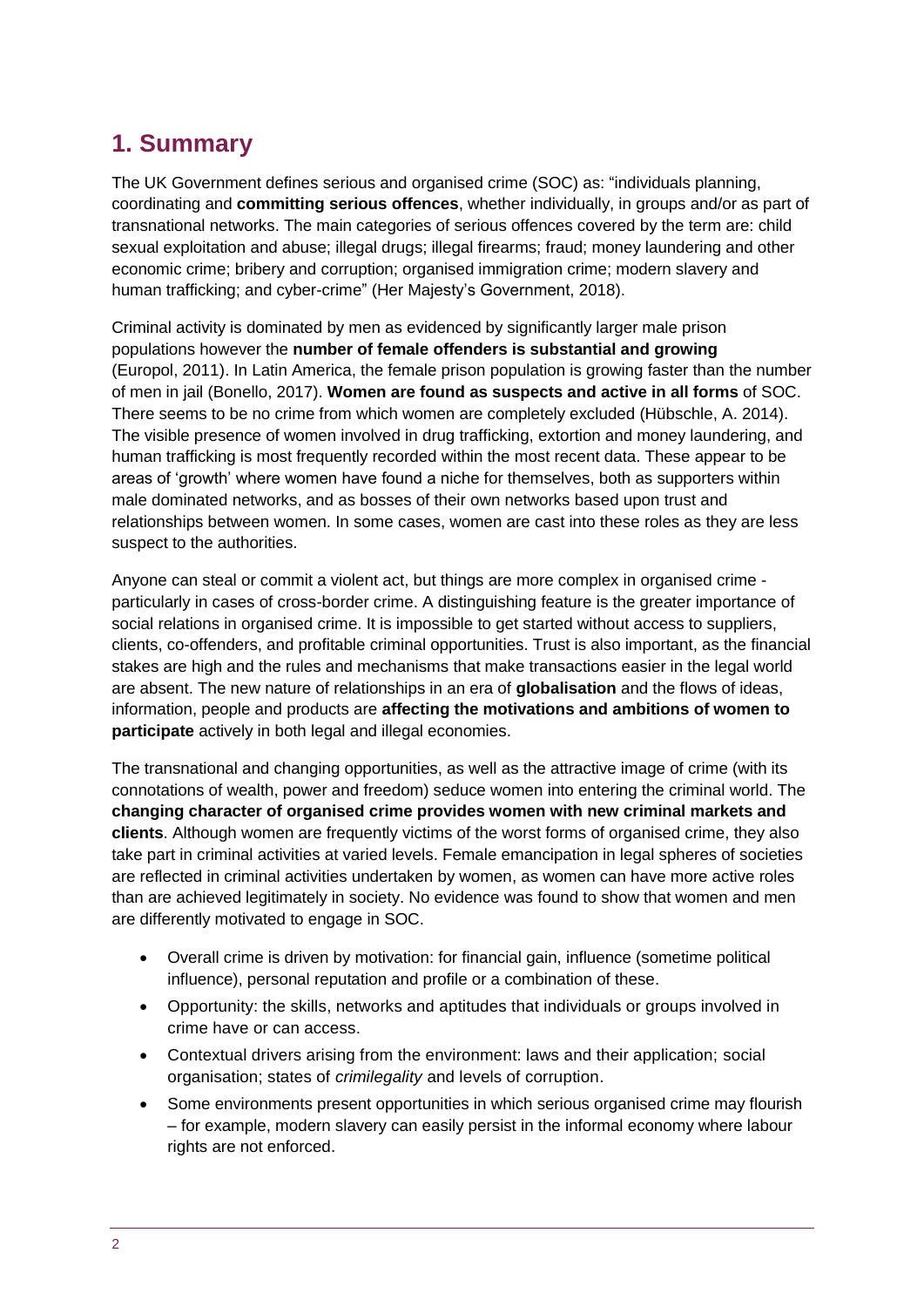## 1. Summary

The UK Government defines serious and organised crime (SOC) as: "individuals planning, coordinating and **committing serious offences**, whether individually, in groups and/or as part of transnational networks. The main categories of serious offences covered by the term are: child sexual exploitation and abuse; illegal drugs; illegal firearms; fraud; money laundering and other economic crime; bribery and corruption; organised immigration crime; modern slavery and human trafficking; and cyber-crime" (Her Majesty's Government, 2018).

Criminal activity is dominated by men as evidenced by significantly larger male prison populations however the **number of female offenders is substantial and growing** (Europol, 2011). In Latin America, the female prison population is growing faster than the number of men in jail (Bonello, 2017). **Women are found as suspects and active in all forms** of SOC. There seems to be no crime from which women are completely excluded (Hübschle, A. 2014). The visible presence of women involved in drug trafficking, extortion and money laundering, and human trafficking is most frequently recorded within the most recent data. These appear to be areas of 'growth' where women have found a niche for themselves, both as supporters within male dominated networks, and as bosses of their own networks based upon trust and relationships between women. In some cases, women are cast into these roles as they are less suspect to the authorities.

Anyone can steal or commit a violent act, but things are more complex in organised crime - particularly in cases of cross-border crime. A distinguishing feature is the greater importance of social relations in organised crime. It is impossible to get started without access to suppliers, clients, co-offenders, and profitable criminal opportunities. Trust is also important, as the financial stakes are high and the rules and mechanisms that make transactions easier in the legal world are absent. The new nature of relationships in an era of **globalisation** and the flows of ideas, information, people and products are **affecting the motivations and ambitions of women to participate** actively in both legal and illegal economies.

The transnational and changing opportunities, as well as the attractive image of crime (with its connotations of wealth, power and freedom) seduce women into entering the criminal world. The **changing character of organised crime provides women with new criminal markets and clients**. Although women are frequently victims of the worst forms of organised crime, they also take part in criminal activities at varied levels. Female emancipation in legal spheres of societies are reflected in criminal activities undertaken by women, as women can have more active roles than are achieved legitimately in society. No evidence was found to show that women and men are differently motivated to engage in SOC.

- Overall crime is driven by motivation: for financial gain, influence (sometime political influence), personal reputation and profile or a combination of these.
- Opportunity: the skills, networks and aptitudes that individuals or groups involved in crime have or can access.
- Contextual drivers arising from the environment: laws and their application; social organisation; states of *crimilegality* and levels of corruption.
- Some environments present opportunities in which serious organised crime may flourish – for example, modern slavery can easily persist in the informal economy where labour rights are not enforced.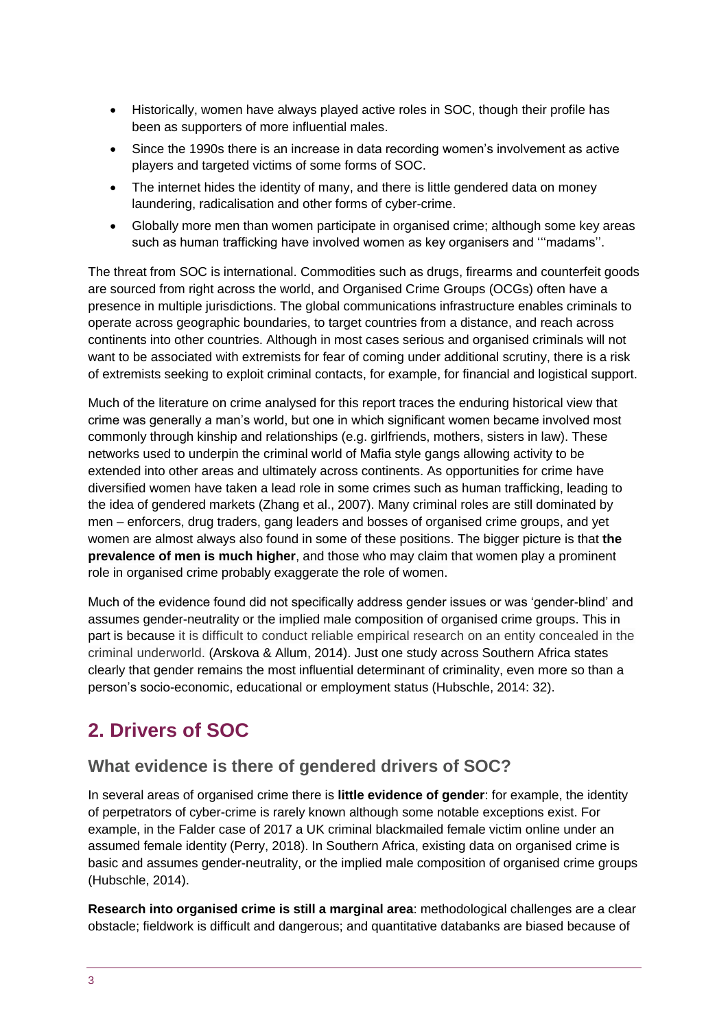- Historically, women have always played active roles in SOC, though their profile has been as supporters of more influential males.
- Since the 1990s there is an increase in data recording women's involvement as active players and targeted victims of some forms of SOC.
- The internet hides the identity of many, and there is little gendered data on money laundering, radicalisation and other forms of cyber-crime.
- Globally more men than women participate in organised crime; although some key areas such as human trafficking have involved women as key organisers and '"madams''.

The threat from SOC is international. Commodities such as drugs, firearms and counterfeit goods are sourced from right across the world, and Organised Crime Groups (OCGs) often have a presence in multiple jurisdictions. The global communications infrastructure enables criminals to operate across geographic boundaries, to target countries from a distance, and reach across continents into other countries. Although in most cases serious and organised criminals will not want to be associated with extremists for fear of coming under additional scrutiny, there is a risk of extremists seeking to exploit criminal contacts, for example, for financial and logistical support.

Much of the literature on crime analysed for this report traces the enduring historical view that crime was generally a man's world, but one in which significant women became involved most commonly through kinship and relationships (e.g. girlfriends, mothers, sisters in law). These networks used to underpin the criminal world of Mafia style gangs allowing activity to be extended into other areas and ultimately across continents. As opportunities for crime have diversified women have taken a lead role in some crimes such as human trafficking, leading to the idea of gendered markets (Zhang et al., 2007). Many criminal roles are still dominated by men – enforcers, drug traders, gang leaders and bosses of organised crime groups, and yet women are almost always also found in some of these positions. The bigger picture is that **the prevalence of men is much higher**, and those who may claim that women play a prominent role in organised crime probably exaggerate the role of women.

Much of the evidence found did not specifically address gender issues or was 'gender-blind' and assumes gender-neutrality or the implied male composition of organised crime groups. This in part is because it is difficult to conduct reliable empirical research on an entity concealed in the criminal underworld. (Arskova & Allum, 2014). Just one study across Southern Africa states clearly that gender remains the most influential determinant of criminality, even more so than a person's socio-economic, educational or employment status (Hubschle, 2014: 32).

## 2. Drivers of SOC

### What evidence is there of gendered drivers of SOC?

In several areas of organised crime there is **little evidence of gender**: for example, the identity of perpetrators of cyber-crime is rarely known although some notable exceptions exist. For example, in the Falder case of 2017 a UK criminal blackmailed female victim online under an assumed female identity (Perry, 2018). In Southern Africa, existing data on organised crime is basic and assumes gender-neutrality, or the implied male composition of organised crime groups (Hubschle, 2014).

**Research into organised crime is still a marginal area**: methodological challenges are a clear obstacle; fieldwork is difficult and dangerous; and quantitative databanks are biased because of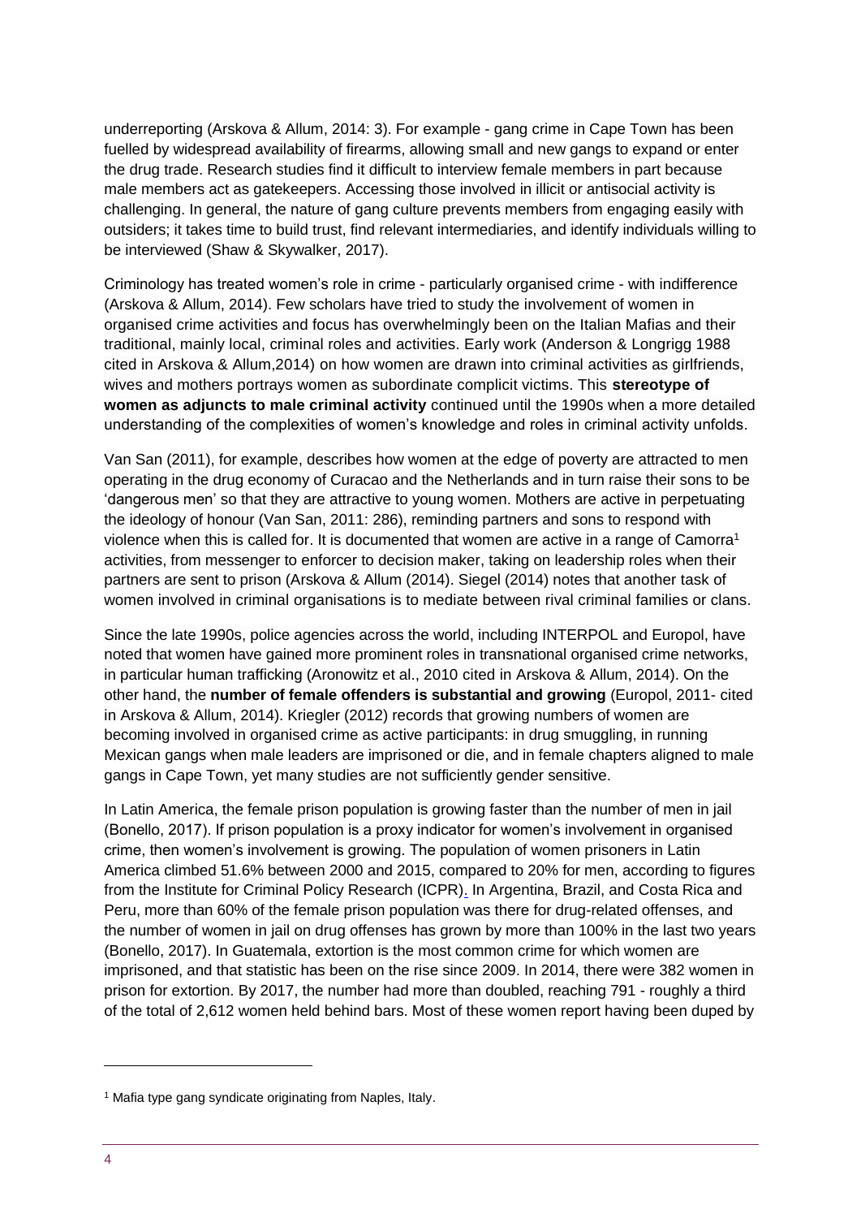underreporting (Arskova & Allum, 2014: 3). For example - gang crime in Cape Town has been fuelled by widespread availability of firearms, allowing small and new gangs to expand or enter the drug trade. Research studies find it difficult to interview female members in part because male members act as gatekeepers. Accessing those involved in illicit or antisocial activity is challenging. In general, the nature of gang culture prevents members from engaging easily with outsiders; it takes time to build trust, find relevant intermediaries, and identify individuals willing to be interviewed (Shaw & Skywalker, 2017).

Criminology has treated women's role in crime - particularly organised crime - with indifference (Arskova & Allum, 2014). Few scholars have tried to study the involvement of women in organised crime activities and focus has overwhelmingly been on the Italian Mafias and their traditional, mainly local, criminal roles and activities. Early work (Anderson & Longrigg 1988 cited in Arskova & Allum,2014) on how women are drawn into criminal activities as girlfriends, wives and mothers portrays women as subordinate complicit victims. This **stereotype of women as adjuncts to male criminal activity** continued until the 1990s when a more detailed understanding of the complexities of women's knowledge and roles in criminal activity unfolds.

Van San (2011), for example, describes how women at the edge of poverty are attracted to men operating in the drug economy of Curacao and the Netherlands and in turn raise their sons to be 'dangerous men' so that they are attractive to young women. Mothers are active in perpetuating the ideology of honour (Van San, 2011: 286), reminding partners and sons to respond with violence when this is called for. It is documented that women are active in a range of Camorra[1] activities, from messenger to enforcer to decision maker, taking on leadership roles when their partners are sent to prison (Arskova & Allum (2014). Siegel (2014) notes that another task of women involved in criminal organisations is to mediate between rival criminal families or clans.

Since the late 1990s, police agencies across the world, including INTERPOL and Europol, have noted that women have gained more prominent roles in transnational organised crime networks, in particular human trafficking (Aronowitz et al., 2010 cited in Arskova & Allum, 2014). On the other hand, the **number of female offenders is substantial and growing** (Europol, 2011- cited in Arskova & Allum, 2014). Kriegler (2012) records that growing numbers of women are becoming involved in organised crime as active participants: in drug smuggling, in running Mexican gangs when male leaders are imprisoned or die, and in female chapters aligned to male gangs in Cape Town, yet many studies are not sufficiently gender sensitive.

In Latin America, the female prison population is growing faster than the number of men in jail (Bonello, 2017). If prison population is a proxy indicator for women's involvement in organised crime, then women's involvement is growing. The population of women prisoners in Latin America climbed 51.6% between 2000 and 2015, compared to 20% for men, according to figures from the Institute for Criminal Policy Research (ICPR). In Argentina, Brazil, and Costa Rica and Peru, more than 60% of the female prison population was there for drug-related offenses, and the number of women in jail on drug offenses has grown by more than 100% in the last two years (Bonello, 2017). In Guatemala, extortion is the most common crime for which women are imprisoned, and that statistic has been on the rise since 2009. In 2014, there were 382 women in prison for extortion. By 2017, the number had more than doubled, reaching 791 - roughly a third of the total of 2,612 women held behind bars. Most of these women report having been duped by

[1] Mafia type gang syndicate originating from Naples, Italy.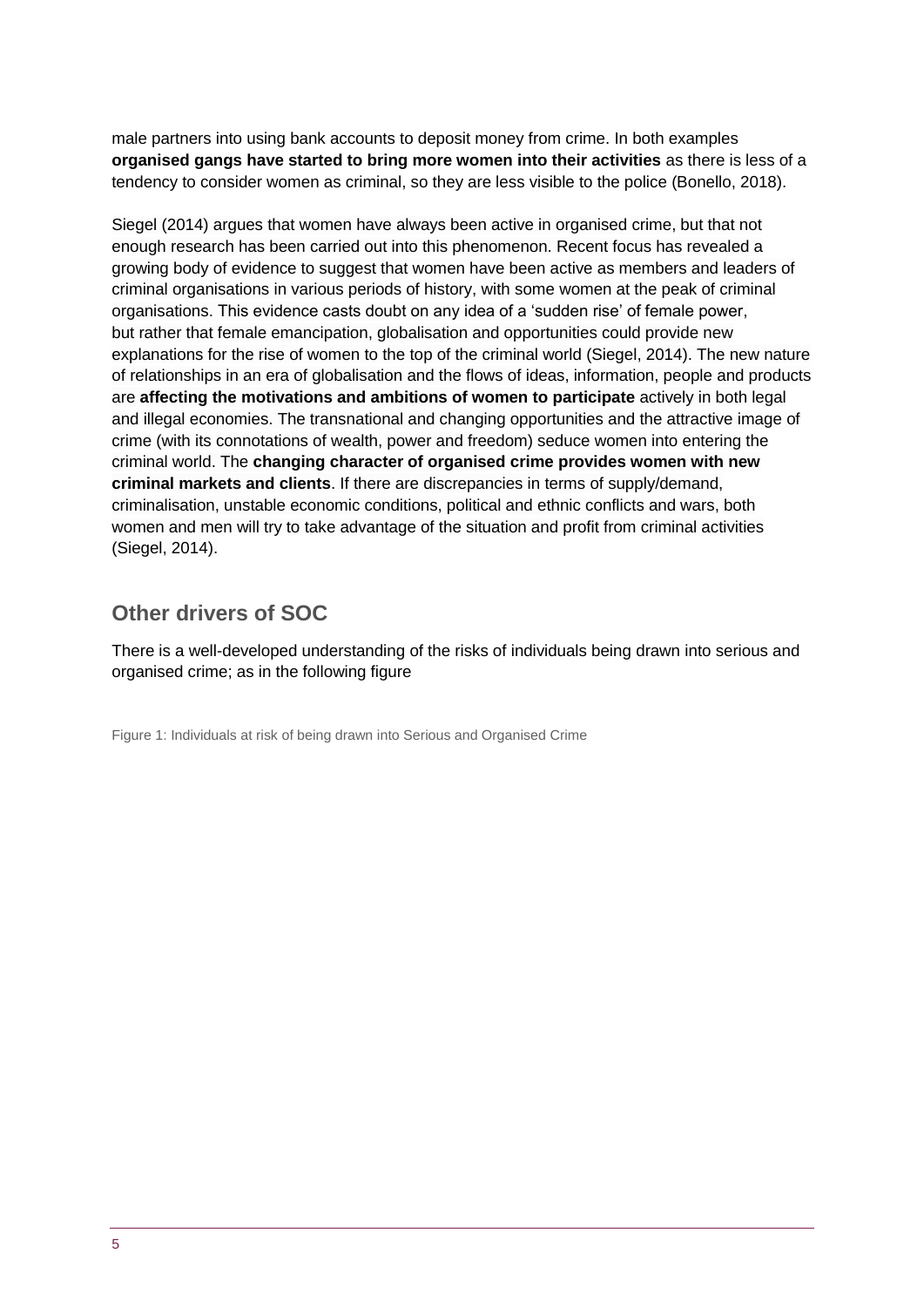male partners into using bank accounts to deposit money from crime. In both examples **organised gangs have started to bring more women into their activities** as there is less of a tendency to consider women as criminal, so they are less visible to the police (Bonello, 2018).

Siegel (2014) argues that women have always been active in organised crime, but that not enough research has been carried out into this phenomenon. Recent focus has revealed a growing body of evidence to suggest that women have been active as members and leaders of criminal organisations in various periods of history, with some women at the peak of criminal organisations. This evidence casts doubt on any idea of a 'sudden rise' of female power, but rather that female emancipation, globalisation and opportunities could provide new explanations for the rise of women to the top of the criminal world (Siegel, 2014). The new nature of relationships in an era of globalisation and the flows of ideas, information, people and products are **affecting the motivations and ambitions of women to participate** actively in both legal and illegal economies. The transnational and changing opportunities and the attractive image of crime (with its connotations of wealth, power and freedom) seduce women into entering the criminal world. The **changing character of organised crime provides women with new criminal markets and clients**. If there are discrepancies in terms of supply/demand, criminalisation, unstable economic conditions, political and ethnic conflicts and wars, both women and men will try to take advantage of the situation and profit from criminal activities (Siegel, 2014).

## Other drivers of SOC

There is a well-developed understanding of the risks of individuals being drawn into serious and organised crime; as in the following figure

Figure 1: Individuals at risk of being drawn into Serious and Organised Crime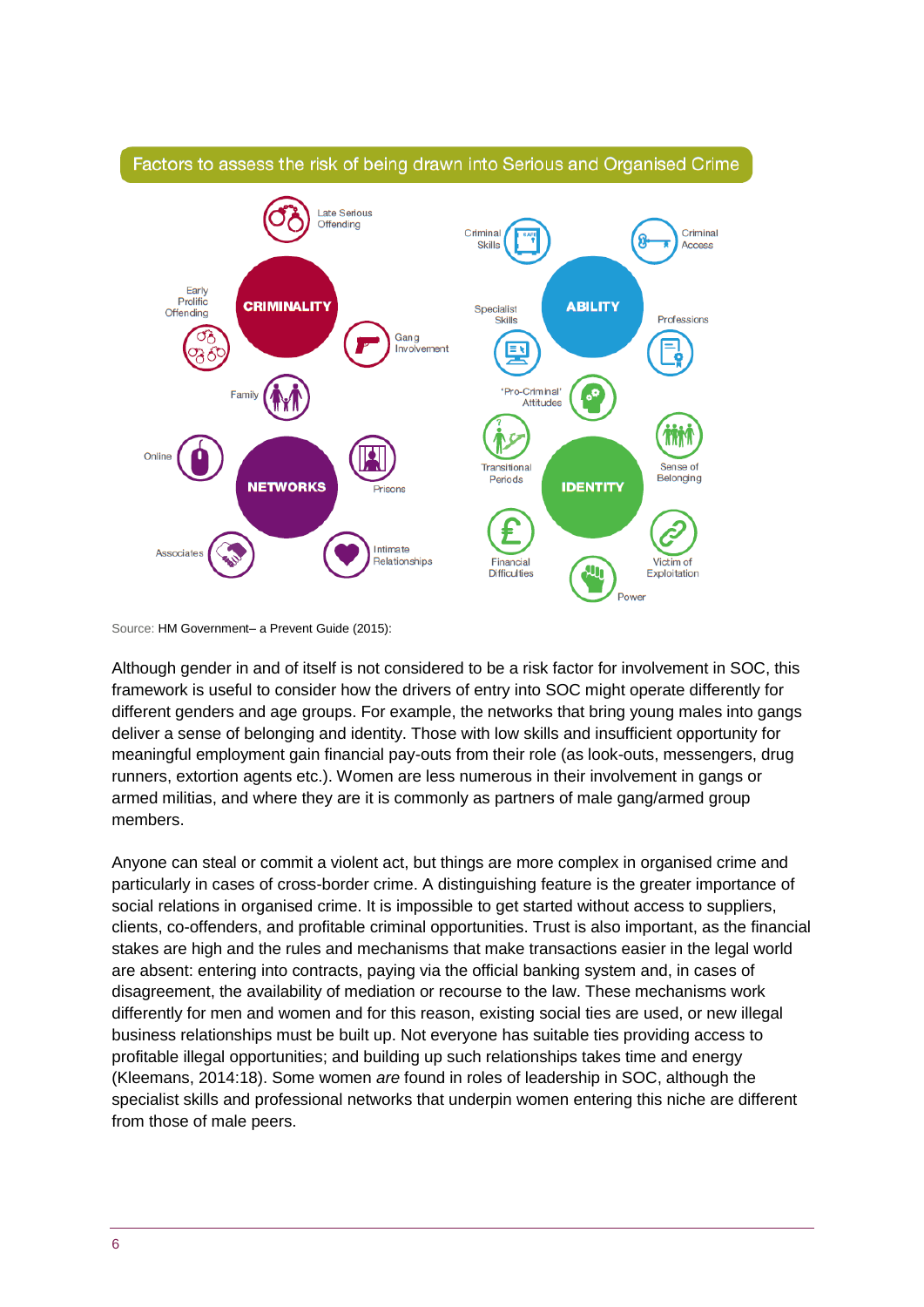Factors to assess the risk of being drawn into Serious and Organised Crime

**CRIMINALITY**: Late Serious Offending; Early Prolific Offending; Gang Involvement

**ABILITY**: Criminal Skills; Criminal Access; Specialist Skills; Professions

**NETWORKS**: Family; Online; Prisons; Associates; Intimate Relationships

**IDENTITY**: 'Pro-Criminal' Attitudes; Transitional Periods; Sense of Belonging; Financial Difficulties; Victim of Exploitation; Power

Source: HM Government– a Prevent Guide (2015):

Although gender in and of itself is not considered to be a risk factor for involvement in SOC, this framework is useful to consider how the drivers of entry into SOC might operate differently for different genders and age groups. For example, the networks that bring young males into gangs deliver a sense of belonging and identity. Those with low skills and insufficient opportunity for meaningful employment gain financial pay-outs from their role (as look-outs, messengers, drug runners, extortion agents etc.). Women are less numerous in their involvement in gangs or armed militias, and where they are it is commonly as partners of male gang/armed group members.

Anyone can steal or commit a violent act, but things are more complex in organised crime and particularly in cases of cross-border crime. A distinguishing feature is the greater importance of social relations in organised crime. It is impossible to get started without access to suppliers, clients, co-offenders, and profitable criminal opportunities. Trust is also important, as the financial stakes are high and the rules and mechanisms that make transactions easier in the legal world are absent: entering into contracts, paying via the official banking system and, in cases of disagreement, the availability of mediation or recourse to the law. These mechanisms work differently for men and women and for this reason, existing social ties are used, or new illegal business relationships must be built up. Not everyone has suitable ties providing access to profitable illegal opportunities; and building up such relationships takes time and energy (Kleemans, 2014:18). Some women *are* found in roles of leadership in SOC, although the specialist skills and professional networks that underpin women entering this niche are different from those of male peers.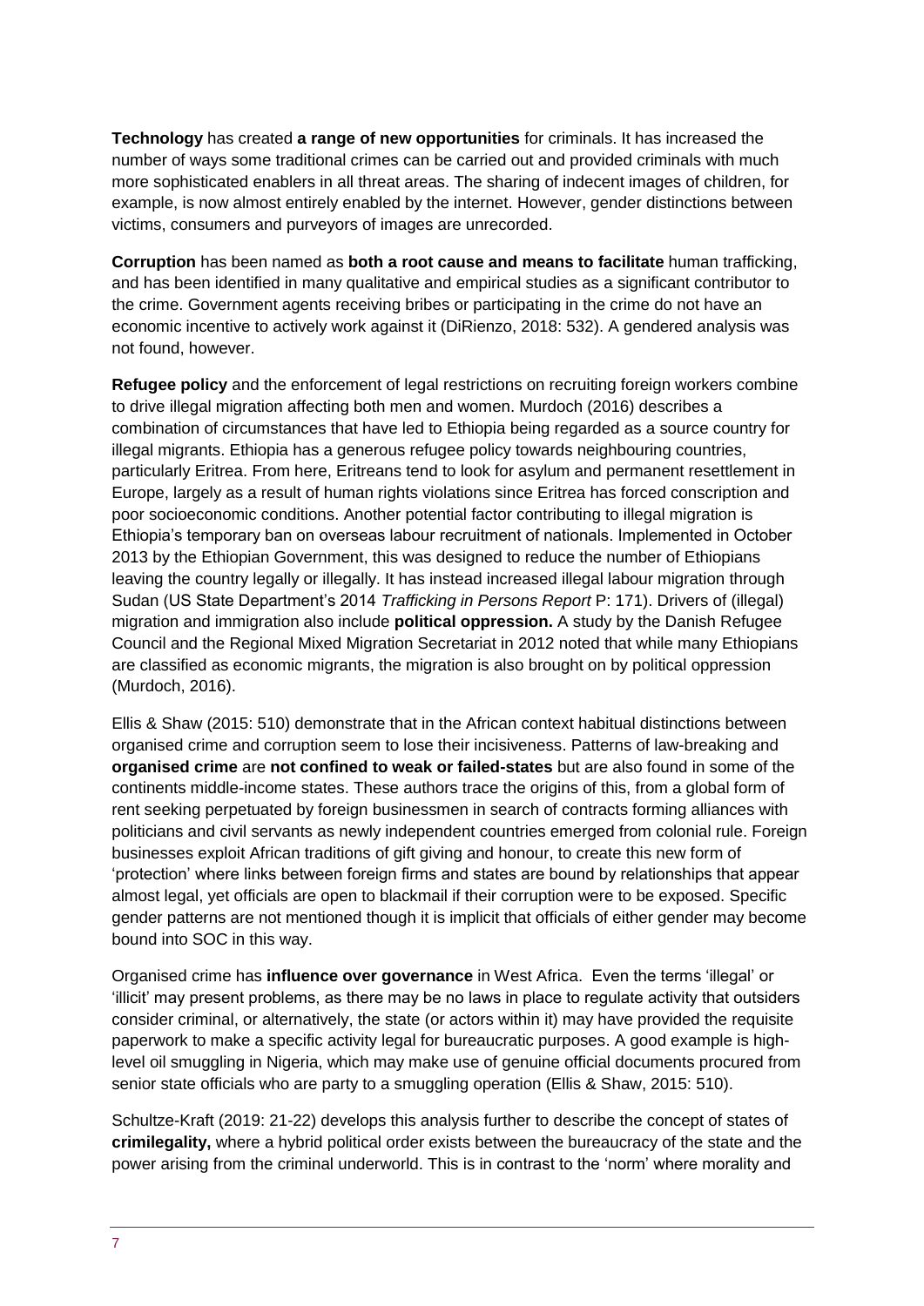**Technology** has created **a range of new opportunities** for criminals. It has increased the number of ways some traditional crimes can be carried out and provided criminals with much more sophisticated enablers in all threat areas. The sharing of indecent images of children, for example, is now almost entirely enabled by the internet. However, gender distinctions between victims, consumers and purveyors of images are unrecorded.

**Corruption** has been named as **both a root cause and means to facilitate** human trafficking, and has been identified in many qualitative and empirical studies as a significant contributor to the crime. Government agents receiving bribes or participating in the crime do not have an economic incentive to actively work against it (DiRienzo, 2018: 532). A gendered analysis was not found, however.

**Refugee policy** and the enforcement of legal restrictions on recruiting foreign workers combine to drive illegal migration affecting both men and women. Murdoch (2016) describes a combination of circumstances that have led to Ethiopia being regarded as a source country for illegal migrants. Ethiopia has a generous refugee policy towards neighbouring countries, particularly Eritrea. From here, Eritreans tend to look for asylum and permanent resettlement in Europe, largely as a result of human rights violations since Eritrea has forced conscription and poor socioeconomic conditions. Another potential factor contributing to illegal migration is Ethiopia's temporary ban on overseas labour recruitment of nationals. Implemented in October 2013 by the Ethiopian Government, this was designed to reduce the number of Ethiopians leaving the country legally or illegally. It has instead increased illegal labour migration through Sudan (US State Department's 2014 *Trafficking in Persons Report* P: 171). Drivers of (illegal) migration and immigration also include **political oppression.** A study by the Danish Refugee Council and the Regional Mixed Migration Secretariat in 2012 noted that while many Ethiopians are classified as economic migrants, the migration is also brought on by political oppression (Murdoch, 2016).

Ellis & Shaw (2015: 510) demonstrate that in the African context habitual distinctions between organised crime and corruption seem to lose their incisiveness. Patterns of law-breaking and **organised crime** are **not confined to weak or failed-states** but are also found in some of the continents middle-income states. These authors trace the origins of this, from a global form of rent seeking perpetuated by foreign businessmen in search of contracts forming alliances with politicians and civil servants as newly independent countries emerged from colonial rule. Foreign businesses exploit African traditions of gift giving and honour, to create this new form of 'protection' where links between foreign firms and states are bound by relationships that appear almost legal, yet officials are open to blackmail if their corruption were to be exposed. Specific gender patterns are not mentioned though it is implicit that officials of either gender may become bound into SOC in this way.

Organised crime has **influence over governance** in West Africa. Even the terms 'illegal' or 'illicit' may present problems, as there may be no laws in place to regulate activity that outsiders consider criminal, or alternatively, the state (or actors within it) may have provided the requisite paperwork to make a specific activity legal for bureaucratic purposes. A good example is high-level oil smuggling in Nigeria, which may make use of genuine official documents procured from senior state officials who are party to a smuggling operation (Ellis & Shaw, 2015: 510).

Schultze-Kraft (2019: 21-22) develops this analysis further to describe the concept of states of **crimilegality,** where a hybrid political order exists between the bureaucracy of the state and the power arising from the criminal underworld. This is in contrast to the 'norm' where morality and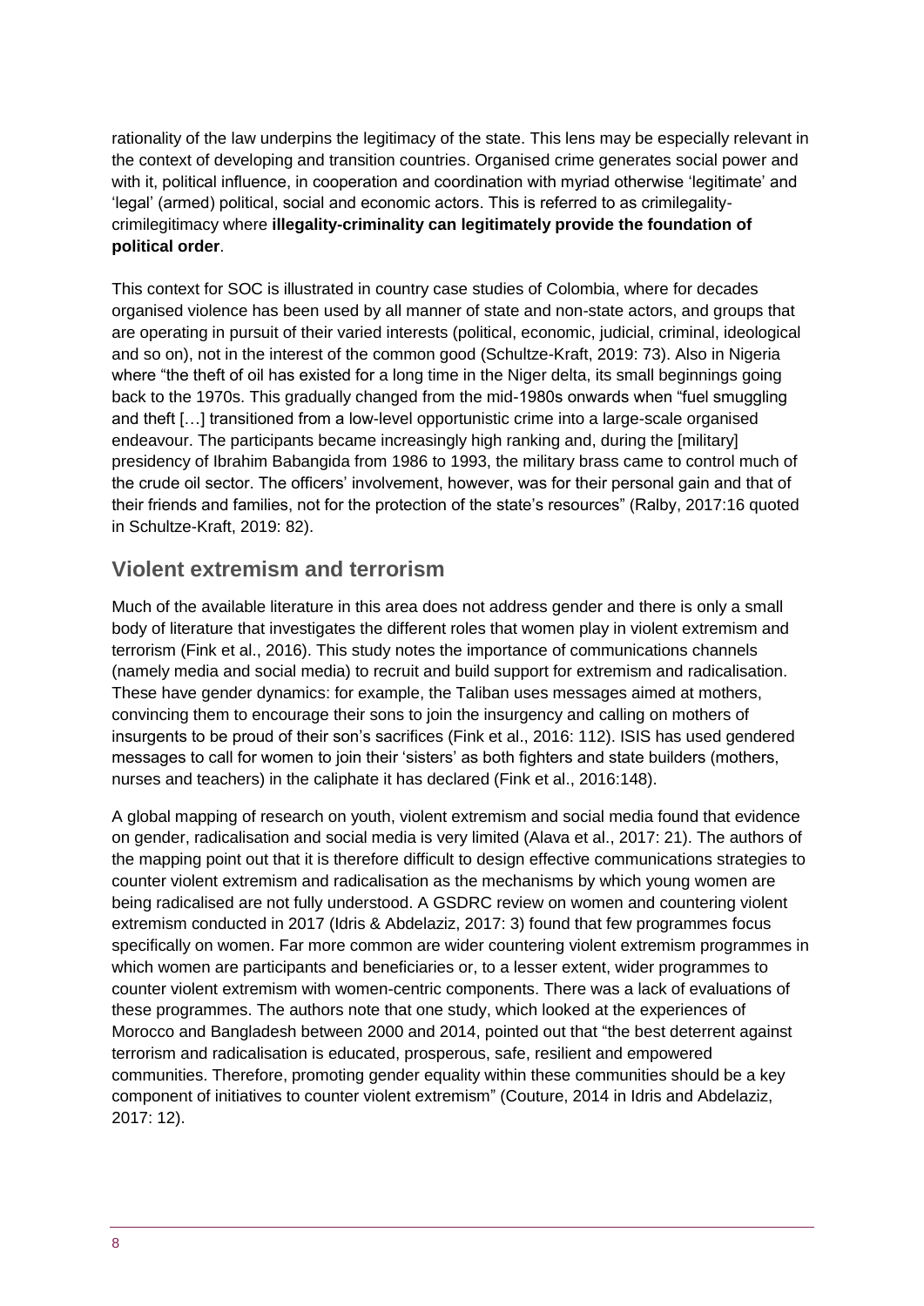rationality of the law underpins the legitimacy of the state. This lens may be especially relevant in the context of developing and transition countries. Organised crime generates social power and with it, political influence, in cooperation and coordination with myriad otherwise 'legitimate' and 'legal' (armed) political, social and economic actors. This is referred to as crimilegality-crimilegitimacy where **illegality-criminality can legitimately provide the foundation of political order**.

This context for SOC is illustrated in country case studies of Colombia, where for decades organised violence has been used by all manner of state and non-state actors, and groups that are operating in pursuit of their varied interests (political, economic, judicial, criminal, ideological and so on), not in the interest of the common good (Schultze-Kraft, 2019: 73). Also in Nigeria where "the theft of oil has existed for a long time in the Niger delta, its small beginnings going back to the 1970s. This gradually changed from the mid-1980s onwards when "fuel smuggling and theft […] transitioned from a low-level opportunistic crime into a large-scale organised endeavour. The participants became increasingly high ranking and, during the [military] presidency of Ibrahim Babangida from 1986 to 1993, the military brass came to control much of the crude oil sector. The officers' involvement, however, was for their personal gain and that of their friends and families, not for the protection of the state's resources" (Ralby, 2017:16 quoted in Schultze-Kraft, 2019: 82).

## Violent extremism and terrorism

Much of the available literature in this area does not address gender and there is only a small body of literature that investigates the different roles that women play in violent extremism and terrorism (Fink et al., 2016). This study notes the importance of communications channels (namely media and social media) to recruit and build support for extremism and radicalisation. These have gender dynamics: for example, the Taliban uses messages aimed at mothers, convincing them to encourage their sons to join the insurgency and calling on mothers of insurgents to be proud of their son's sacrifices (Fink et al., 2016: 112). ISIS has used gendered messages to call for women to join their 'sisters' as both fighters and state builders (mothers, nurses and teachers) in the caliphate it has declared (Fink et al., 2016:148).

A global mapping of research on youth, violent extremism and social media found that evidence on gender, radicalisation and social media is very limited (Alava et al., 2017: 21). The authors of the mapping point out that it is therefore difficult to design effective communications strategies to counter violent extremism and radicalisation as the mechanisms by which young women are being radicalised are not fully understood. A GSDRC review on women and countering violent extremism conducted in 2017 (Idris & Abdelaziz, 2017: 3) found that few programmes focus specifically on women. Far more common are wider countering violent extremism programmes in which women are participants and beneficiaries or, to a lesser extent, wider programmes to counter violent extremism with women-centric components. There was a lack of evaluations of these programmes. The authors note that one study, which looked at the experiences of Morocco and Bangladesh between 2000 and 2014, pointed out that "the best deterrent against terrorism and radicalisation is educated, prosperous, safe, resilient and empowered communities. Therefore, promoting gender equality within these communities should be a key component of initiatives to counter violent extremism" (Couture, 2014 in Idris and Abdelaziz, 2017: 12).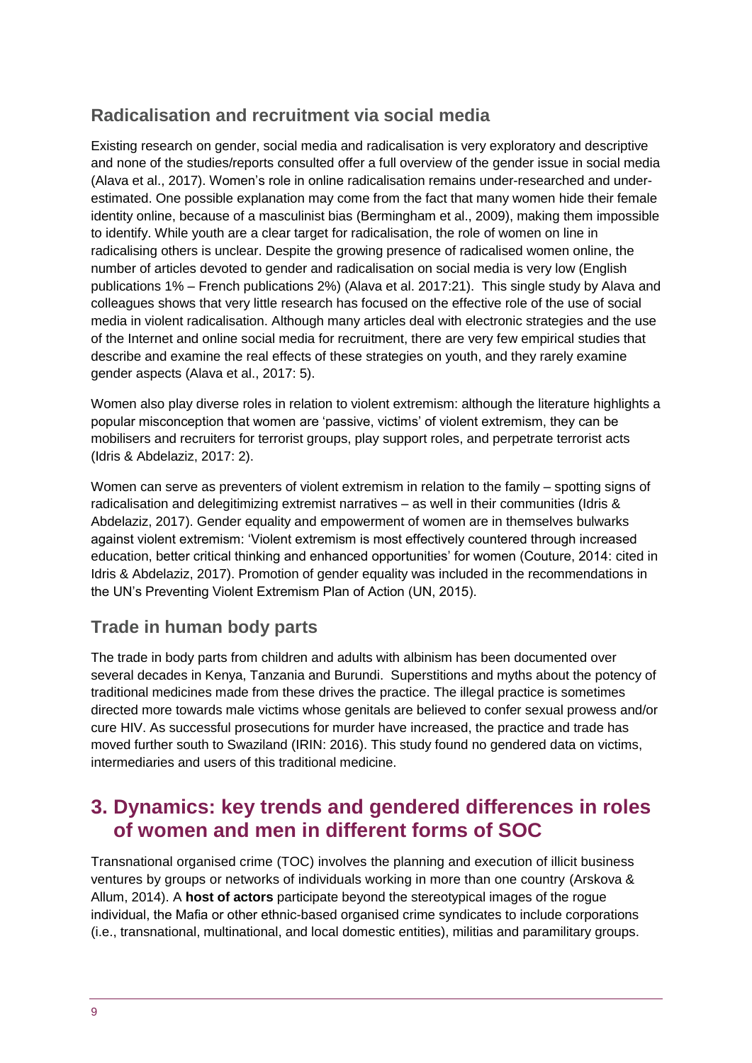### Radicalisation and recruitment via social media

Existing research on gender, social media and radicalisation is very exploratory and descriptive and none of the studies/reports consulted offer a full overview of the gender issue in social media (Alava et al., 2017). Women's role in online radicalisation remains under-researched and under-estimated. One possible explanation may come from the fact that many women hide their female identity online, because of a masculinist bias (Bermingham et al., 2009), making them impossible to identify. While youth are a clear target for radicalisation, the role of women on line in radicalising others is unclear. Despite the growing presence of radicalised women online, the number of articles devoted to gender and radicalisation on social media is very low (English publications 1% – French publications 2%) (Alava et al. 2017:21). This single study by Alava and colleagues shows that very little research has focused on the effective role of the use of social media in violent radicalisation. Although many articles deal with electronic strategies and the use of the Internet and online social media for recruitment, there are very few empirical studies that describe and examine the real effects of these strategies on youth, and they rarely examine gender aspects (Alava et al., 2017: 5).

Women also play diverse roles in relation to violent extremism: although the literature highlights a popular misconception that women are 'passive, victims' of violent extremism, they can be mobilisers and recruiters for terrorist groups, play support roles, and perpetrate terrorist acts (Idris & Abdelaziz, 2017: 2).

Women can serve as preventers of violent extremism in relation to the family – spotting signs of radicalisation and delegitimizing extremist narratives – as well in their communities (Idris & Abdelaziz, 2017). Gender equality and empowerment of women are in themselves bulwarks against violent extremism: 'Violent extremism is most effectively countered through increased education, better critical thinking and enhanced opportunities' for women (Couture, 2014: cited in Idris & Abdelaziz, 2017). Promotion of gender equality was included in the recommendations in the UN's Preventing Violent Extremism Plan of Action (UN, 2015).

### Trade in human body parts

The trade in body parts from children and adults with albinism has been documented over several decades in Kenya, Tanzania and Burundi. Superstitions and myths about the potency of traditional medicines made from these drives the practice. The illegal practice is sometimes directed more towards male victims whose genitals are believed to confer sexual prowess and/or cure HIV. As successful prosecutions for murder have increased, the practice and trade has moved further south to Swaziland (IRIN: 2016). This study found no gendered data on victims, intermediaries and users of this traditional medicine.

## 3. Dynamics: key trends and gendered differences in roles of women and men in different forms of SOC

Transnational organised crime (TOC) involves the planning and execution of illicit business ventures by groups or networks of individuals working in more than one country (Arskova & Allum, 2014). A **host of actors** participate beyond the stereotypical images of the rogue individual, the Mafia or other ethnic-based organised crime syndicates to include corporations (i.e., transnational, multinational, and local domestic entities), militias and paramilitary groups.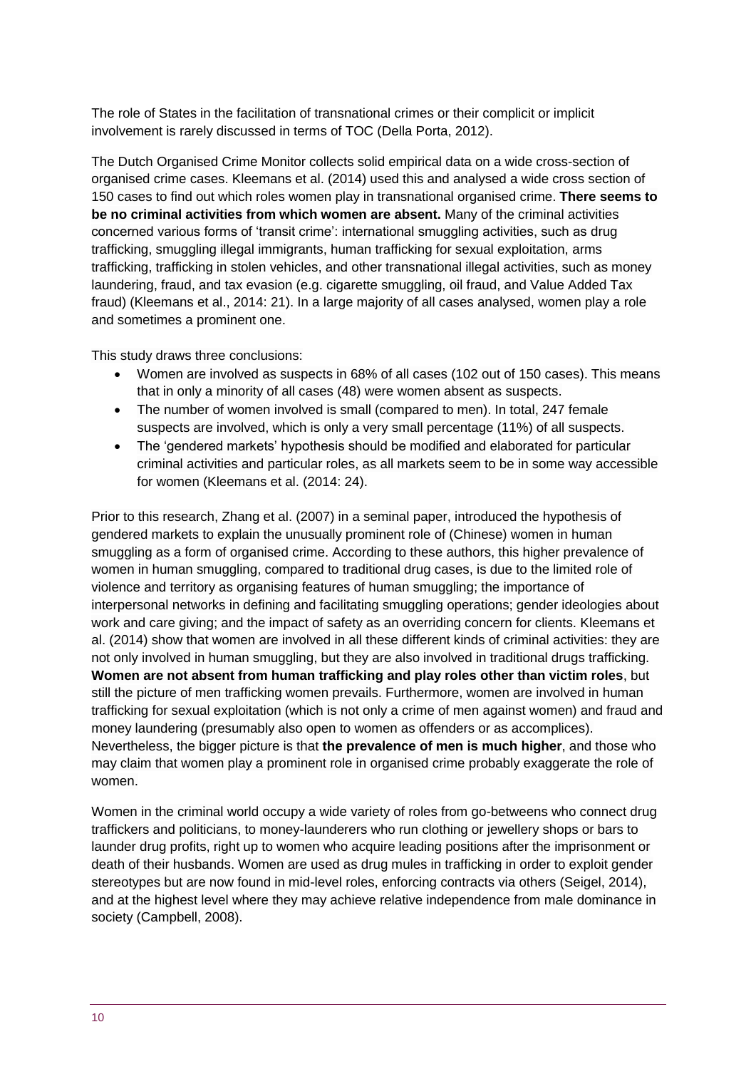The role of States in the facilitation of transnational crimes or their complicit or implicit involvement is rarely discussed in terms of TOC (Della Porta, 2012).

The Dutch Organised Crime Monitor collects solid empirical data on a wide cross-section of organised crime cases. Kleemans et al. (2014) used this and analysed a wide cross section of 150 cases to find out which roles women play in transnational organised crime. **There seems to be no criminal activities from which women are absent.** Many of the criminal activities concerned various forms of 'transit crime': international smuggling activities, such as drug trafficking, smuggling illegal immigrants, human trafficking for sexual exploitation, arms trafficking, trafficking in stolen vehicles, and other transnational illegal activities, such as money laundering, fraud, and tax evasion (e.g. cigarette smuggling, oil fraud, and Value Added Tax fraud) (Kleemans et al., 2014: 21). In a large majority of all cases analysed, women play a role and sometimes a prominent one.

This study draws three conclusions:

- Women are involved as suspects in 68% of all cases (102 out of 150 cases). This means that in only a minority of all cases (48) were women absent as suspects.
- The number of women involved is small (compared to men). In total, 247 female suspects are involved, which is only a very small percentage (11%) of all suspects.
- The 'gendered markets' hypothesis should be modified and elaborated for particular criminal activities and particular roles, as all markets seem to be in some way accessible for women (Kleemans et al. (2014: 24).

Prior to this research, Zhang et al. (2007) in a seminal paper, introduced the hypothesis of gendered markets to explain the unusually prominent role of (Chinese) women in human smuggling as a form of organised crime. According to these authors, this higher prevalence of women in human smuggling, compared to traditional drug cases, is due to the limited role of violence and territory as organising features of human smuggling; the importance of interpersonal networks in defining and facilitating smuggling operations; gender ideologies about work and care giving; and the impact of safety as an overriding concern for clients. Kleemans et al. (2014) show that women are involved in all these different kinds of criminal activities: they are not only involved in human smuggling, but they are also involved in traditional drugs trafficking. **Women are not absent from human trafficking and play roles other than victim roles**, but still the picture of men trafficking women prevails. Furthermore, women are involved in human trafficking for sexual exploitation (which is not only a crime of men against women) and fraud and money laundering (presumably also open to women as offenders or as accomplices). Nevertheless, the bigger picture is that **the prevalence of men is much higher**, and those who may claim that women play a prominent role in organised crime probably exaggerate the role of women.

Women in the criminal world occupy a wide variety of roles from go-betweens who connect drug traffickers and politicians, to money-launderers who run clothing or jewellery shops or bars to launder drug profits, right up to women who acquire leading positions after the imprisonment or death of their husbands. Women are used as drug mules in trafficking in order to exploit gender stereotypes but are now found in mid-level roles, enforcing contracts via others (Seigel, 2014), and at the highest level where they may achieve relative independence from male dominance in society (Campbell, 2008).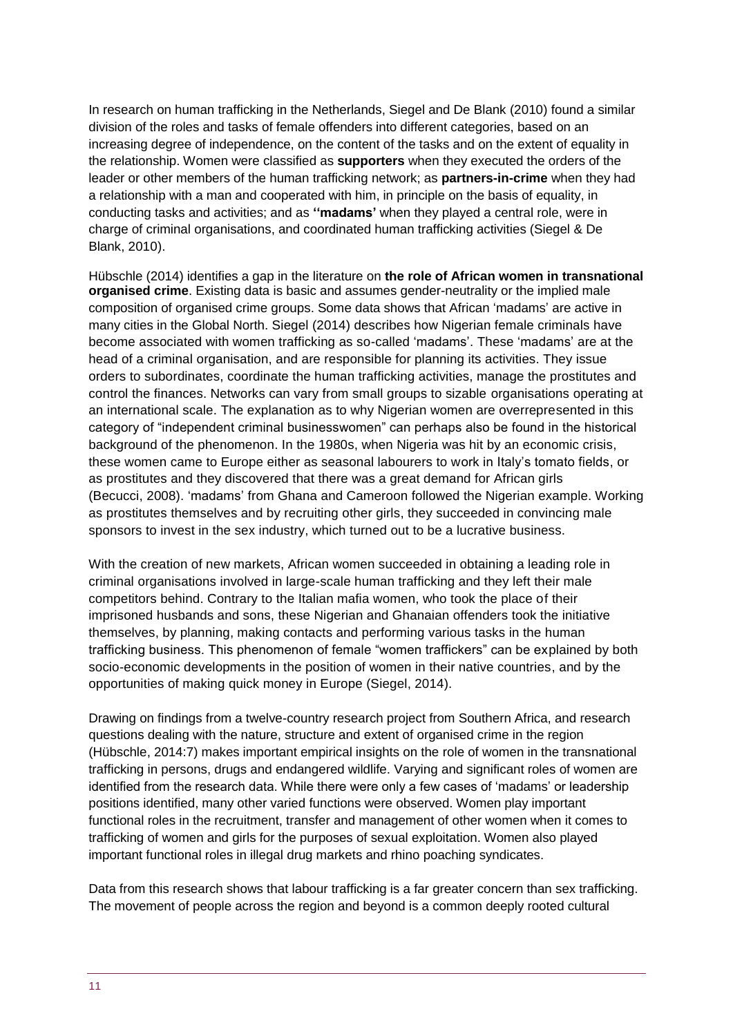In research on human trafficking in the Netherlands, Siegel and De Blank (2010) found a similar division of the roles and tasks of female offenders into different categories, based on an increasing degree of independence, on the content of the tasks and on the extent of equality in the relationship. Women were classified as **supporters** when they executed the orders of the leader or other members of the human trafficking network; as **partners-in-crime** when they had a relationship with a man and cooperated with him, in principle on the basis of equality, in conducting tasks and activities; and as **''madams'** when they played a central role, were in charge of criminal organisations, and coordinated human trafficking activities (Siegel & De Blank, 2010).

Hübschle (2014) identifies a gap in the literature on **the role of African women in transnational organised crime**. Existing data is basic and assumes gender-neutrality or the implied male composition of organised crime groups. Some data shows that African 'madams' are active in many cities in the Global North. Siegel (2014) describes how Nigerian female criminals have become associated with women trafficking as so-called 'madams'. These 'madams' are at the head of a criminal organisation, and are responsible for planning its activities. They issue orders to subordinates, coordinate the human trafficking activities, manage the prostitutes and control the finances. Networks can vary from small groups to sizable organisations operating at an international scale. The explanation as to why Nigerian women are overrepresented in this category of "independent criminal businesswomen" can perhaps also be found in the historical background of the phenomenon. In the 1980s, when Nigeria was hit by an economic crisis, these women came to Europe either as seasonal labourers to work in Italy's tomato fields, or as prostitutes and they discovered that there was a great demand for African girls (Becucci, 2008). 'madams' from Ghana and Cameroon followed the Nigerian example. Working as prostitutes themselves and by recruiting other girls, they succeeded in convincing male sponsors to invest in the sex industry, which turned out to be a lucrative business.

With the creation of new markets, African women succeeded in obtaining a leading role in criminal organisations involved in large-scale human trafficking and they left their male competitors behind. Contrary to the Italian mafia women, who took the place of their imprisoned husbands and sons, these Nigerian and Ghanaian offenders took the initiative themselves, by planning, making contacts and performing various tasks in the human trafficking business. This phenomenon of female "women traffickers" can be explained by both socio-economic developments in the position of women in their native countries, and by the opportunities of making quick money in Europe (Siegel, 2014).

Drawing on findings from a twelve-country research project from Southern Africa, and research questions dealing with the nature, structure and extent of organised crime in the region (Hübschle, 2014:7) makes important empirical insights on the role of women in the transnational trafficking in persons, drugs and endangered wildlife. Varying and significant roles of women are identified from the research data. While there were only a few cases of 'madams' or leadership positions identified, many other varied functions were observed. Women play important functional roles in the recruitment, transfer and management of other women when it comes to trafficking of women and girls for the purposes of sexual exploitation. Women also played important functional roles in illegal drug markets and rhino poaching syndicates.

Data from this research shows that labour trafficking is a far greater concern than sex trafficking. The movement of people across the region and beyond is a common deeply rooted cultural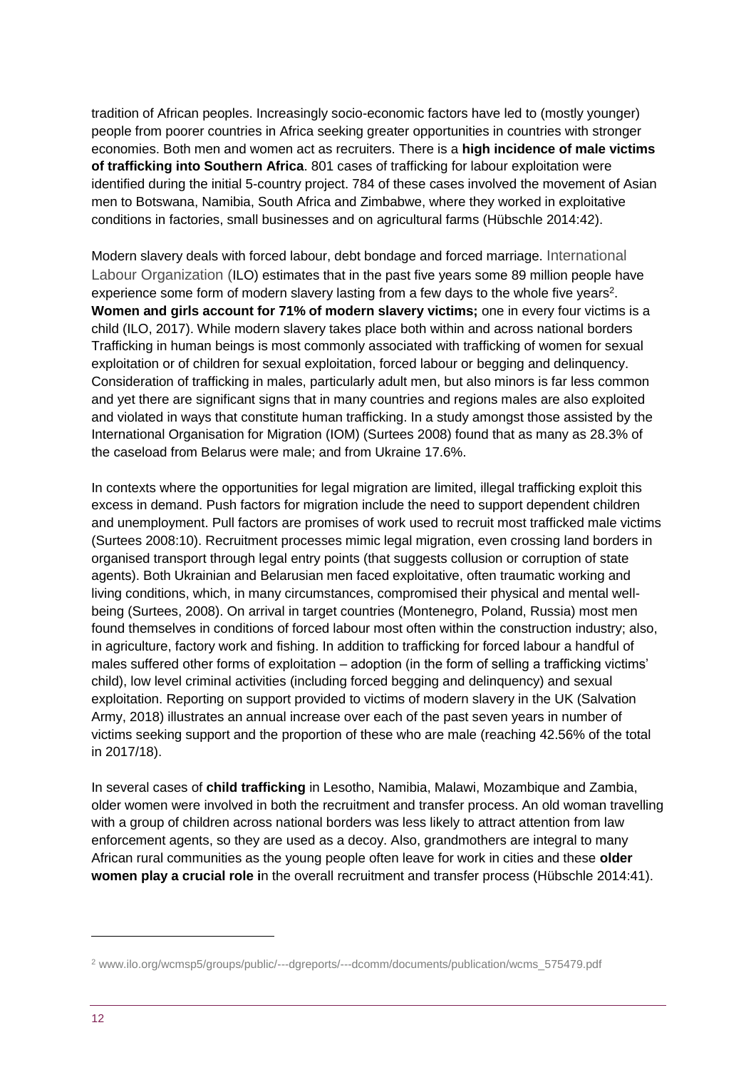tradition of African peoples. Increasingly socio-economic factors have led to (mostly younger) people from poorer countries in Africa seeking greater opportunities in countries with stronger economies. Both men and women act as recruiters. There is a **high incidence of male victims of trafficking into Southern Africa**. 801 cases of trafficking for labour exploitation were identified during the initial 5-country project. 784 of these cases involved the movement of Asian men to Botswana, Namibia, South Africa and Zimbabwe, where they worked in exploitative conditions in factories, small businesses and on agricultural farms (Hübschle 2014:42).

Modern slavery deals with forced labour, debt bondage and forced marriage. International Labour Organization (ILO) estimates that in the past five years some 89 million people have experience some form of modern slavery lasting from a few days to the whole five years[2]. **Women and girls account for 71% of modern slavery victims;** one in every four victims is a child (ILO, 2017). While modern slavery takes place both within and across national borders Trafficking in human beings is most commonly associated with trafficking of women for sexual exploitation or of children for sexual exploitation, forced labour or begging and delinquency. Consideration of trafficking in males, particularly adult men, but also minors is far less common and yet there are significant signs that in many countries and regions males are also exploited and violated in ways that constitute human trafficking. In a study amongst those assisted by the International Organisation for Migration (IOM) (Surtees 2008) found that as many as 28.3% of the caseload from Belarus were male; and from Ukraine 17.6%.

In contexts where the opportunities for legal migration are limited, illegal trafficking exploit this excess in demand. Push factors for migration include the need to support dependent children and unemployment. Pull factors are promises of work used to recruit most trafficked male victims (Surtees 2008:10). Recruitment processes mimic legal migration, even crossing land borders in organised transport through legal entry points (that suggests collusion or corruption of state agents). Both Ukrainian and Belarusian men faced exploitative, often traumatic working and living conditions, which, in many circumstances, compromised their physical and mental well-being (Surtees, 2008). On arrival in target countries (Montenegro, Poland, Russia) most men found themselves in conditions of forced labour most often within the construction industry; also, in agriculture, factory work and fishing. In addition to trafficking for forced labour a handful of males suffered other forms of exploitation – adoption (in the form of selling a trafficking victims' child), low level criminal activities (including forced begging and delinquency) and sexual exploitation. Reporting on support provided to victims of modern slavery in the UK (Salvation Army, 2018) illustrates an annual increase over each of the past seven years in number of victims seeking support and the proportion of these who are male (reaching 42.56% of the total in 2017/18).

In several cases of **child trafficking** in Lesotho, Namibia, Malawi, Mozambique and Zambia, older women were involved in both the recruitment and transfer process. An old woman travelling with a group of children across national borders was less likely to attract attention from law enforcement agents, so they are used as a decoy. Also, grandmothers are integral to many African rural communities as the young people often leave for work in cities and these **older women play a crucial role i**n the overall recruitment and transfer process (Hübschle 2014:41).

---

[2] www.ilo.org/wcmsp5/groups/public/---dgreports/---dcomm/documents/publication/wcms_575479.pdf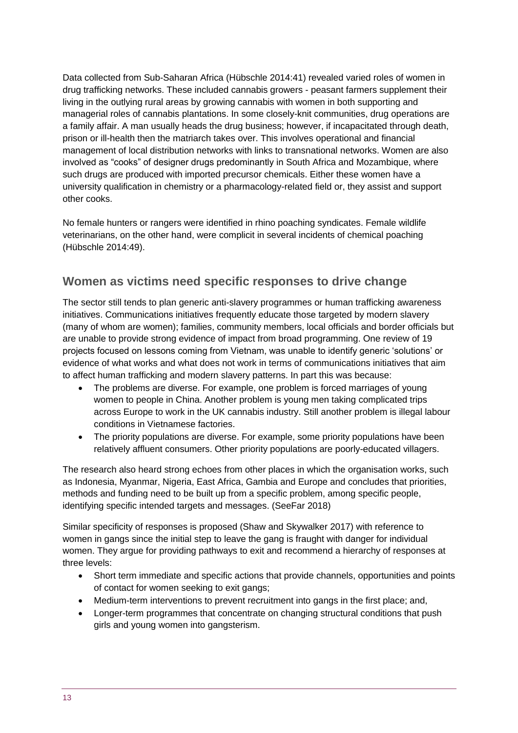Data collected from Sub-Saharan Africa (Hübschle 2014:41) revealed varied roles of women in drug trafficking networks. These included cannabis growers - peasant farmers supplement their living in the outlying rural areas by growing cannabis with women in both supporting and managerial roles of cannabis plantations. In some closely-knit communities, drug operations are a family affair. A man usually heads the drug business; however, if incapacitated through death, prison or ill-health then the matriarch takes over. This involves operational and financial management of local distribution networks with links to transnational networks. Women are also involved as "cooks" of designer drugs predominantly in South Africa and Mozambique, where such drugs are produced with imported precursor chemicals. Either these women have a university qualification in chemistry or a pharmacology-related field or, they assist and support other cooks.

No female hunters or rangers were identified in rhino poaching syndicates. Female wildlife veterinarians, on the other hand, were complicit in several incidents of chemical poaching (Hübschle 2014:49).

## Women as victims need specific responses to drive change

The sector still tends to plan generic anti-slavery programmes or human trafficking awareness initiatives. Communications initiatives frequently educate those targeted by modern slavery (many of whom are women); families, community members, local officials and border officials but are unable to provide strong evidence of impact from broad programming. One review of 19 projects focused on lessons coming from Vietnam, was unable to identify generic 'solutions' or evidence of what works and what does not work in terms of communications initiatives that aim to affect human trafficking and modern slavery patterns. In part this was because:

- The problems are diverse. For example, one problem is forced marriages of young women to people in China. Another problem is young men taking complicated trips across Europe to work in the UK cannabis industry. Still another problem is illegal labour conditions in Vietnamese factories.
- The priority populations are diverse. For example, some priority populations have been relatively affluent consumers. Other priority populations are poorly-educated villagers.

The research also heard strong echoes from other places in which the organisation works, such as Indonesia, Myanmar, Nigeria, East Africa, Gambia and Europe and concludes that priorities, methods and funding need to be built up from a specific problem, among specific people, identifying specific intended targets and messages. (SeeFar 2018)

Similar specificity of responses is proposed (Shaw and Skywalker 2017) with reference to women in gangs since the initial step to leave the gang is fraught with danger for individual women. They argue for providing pathways to exit and recommend a hierarchy of responses at three levels:

- Short term immediate and specific actions that provide channels, opportunities and points of contact for women seeking to exit gangs;
- Medium-term interventions to prevent recruitment into gangs in the first place; and,
- Longer-term programmes that concentrate on changing structural conditions that push girls and young women into gangsterism.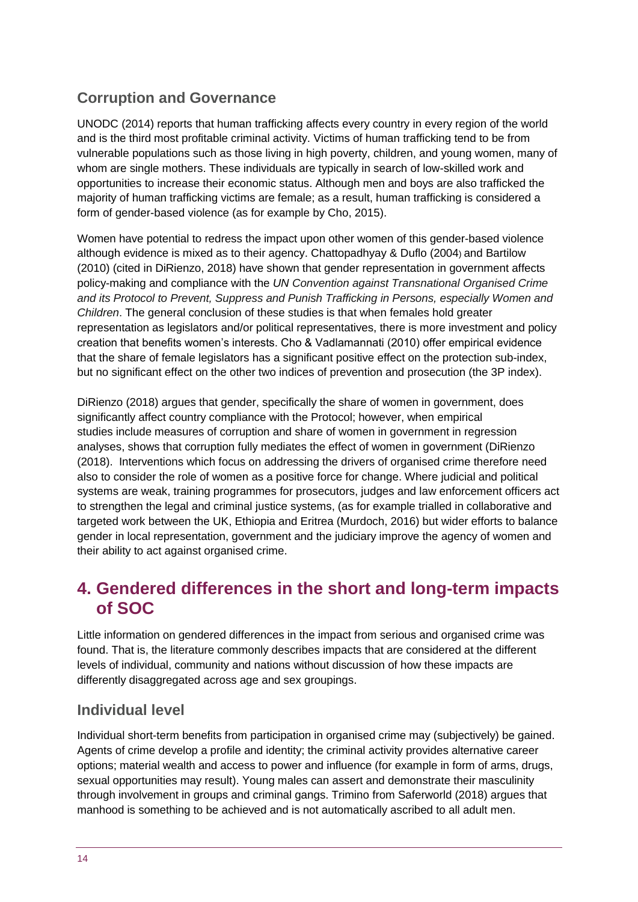## Corruption and Governance

UNODC (2014) reports that human trafficking affects every country in every region of the world and is the third most profitable criminal activity. Victims of human trafficking tend to be from vulnerable populations such as those living in high poverty, children, and young women, many of whom are single mothers. These individuals are typically in search of low-skilled work and opportunities to increase their economic status. Although men and boys are also trafficked the majority of human trafficking victims are female; as a result, human trafficking is considered a form of gender-based violence (as for example by Cho, 2015).

Women have potential to redress the impact upon other women of this gender-based violence although evidence is mixed as to their agency. Chattopadhyay & Duflo (2004) and Bartilow (2010) (cited in DiRienzo, 2018) have shown that gender representation in government affects policy-making and compliance with the *UN Convention against Transnational Organised Crime and its Protocol to Prevent, Suppress and Punish Trafficking in Persons, especially Women and Children*. The general conclusion of these studies is that when females hold greater representation as legislators and/or political representatives, there is more investment and policy creation that benefits women's interests. Cho & Vadlamannati (2010) offer empirical evidence that the share of female legislators has a significant positive effect on the protection sub-index, but no significant effect on the other two indices of prevention and prosecution (the 3P index).

DiRienzo (2018) argues that gender, specifically the share of women in government, does significantly affect country compliance with the Protocol; however, when empirical studies include measures of corruption and share of women in government in regression analyses, shows that corruption fully mediates the effect of women in government (DiRienzo (2018). Interventions which focus on addressing the drivers of organised crime therefore need also to consider the role of women as a positive force for change. Where judicial and political systems are weak, training programmes for prosecutors, judges and law enforcement officers act to strengthen the legal and criminal justice systems, (as for example trialled in collaborative and targeted work between the UK, Ethiopia and Eritrea (Murdoch, 2016) but wider efforts to balance gender in local representation, government and the judiciary improve the agency of women and their ability to act against organised crime.

# 4. Gendered differences in the short and long-term impacts of SOC

Little information on gendered differences in the impact from serious and organised crime was found. That is, the literature commonly describes impacts that are considered at the different levels of individual, community and nations without discussion of how these impacts are differently disaggregated across age and sex groupings.

## Individual level

Individual short-term benefits from participation in organised crime may (subjectively) be gained. Agents of crime develop a profile and identity; the criminal activity provides alternative career options; material wealth and access to power and influence (for example in form of arms, drugs, sexual opportunities may result). Young males can assert and demonstrate their masculinity through involvement in groups and criminal gangs. Trimino from Saferworld (2018) argues that manhood is something to be achieved and is not automatically ascribed to all adult men.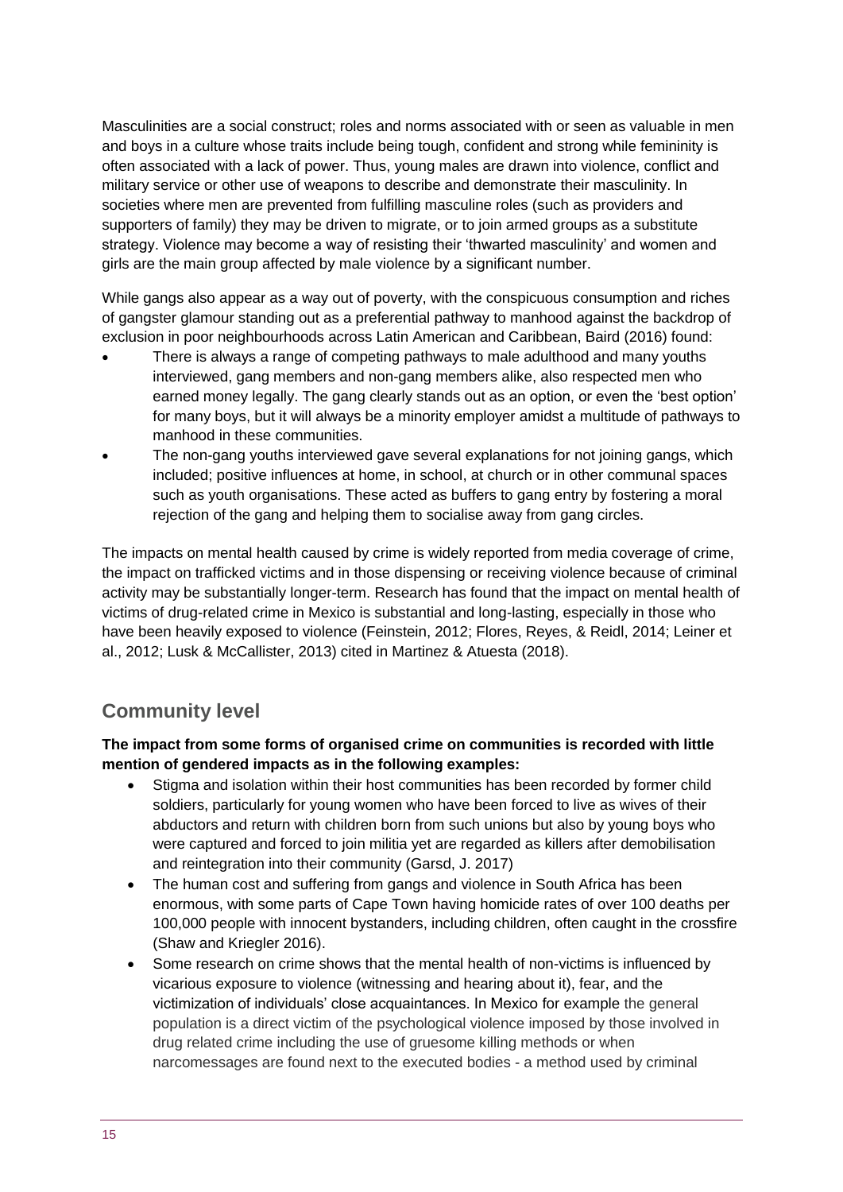Masculinities are a social construct; roles and norms associated with or seen as valuable in men and boys in a culture whose traits include being tough, confident and strong while femininity is often associated with a lack of power. Thus, young males are drawn into violence, conflict and military service or other use of weapons to describe and demonstrate their masculinity. In societies where men are prevented from fulfilling masculine roles (such as providers and supporters of family) they may be driven to migrate, or to join armed groups as a substitute strategy. Violence may become a way of resisting their 'thwarted masculinity' and women and girls are the main group affected by male violence by a significant number.

While gangs also appear as a way out of poverty, with the conspicuous consumption and riches of gangster glamour standing out as a preferential pathway to manhood against the backdrop of exclusion in poor neighbourhoods across Latin American and Caribbean, Baird (2016) found:

- There is always a range of competing pathways to male adulthood and many youths interviewed, gang members and non-gang members alike, also respected men who earned money legally. The gang clearly stands out as an option, or even the 'best option' for many boys, but it will always be a minority employer amidst a multitude of pathways to manhood in these communities.
- The non-gang youths interviewed gave several explanations for not joining gangs, which included; positive influences at home, in school, at church or in other communal spaces such as youth organisations. These acted as buffers to gang entry by fostering a moral rejection of the gang and helping them to socialise away from gang circles.

The impacts on mental health caused by crime is widely reported from media coverage of crime, the impact on trafficked victims and in those dispensing or receiving violence because of criminal activity may be substantially longer-term. Research has found that the impact on mental health of victims of drug-related crime in Mexico is substantial and long-lasting, especially in those who have been heavily exposed to violence (Feinstein, 2012; Flores, Reyes, & Reidl, 2014; Leiner et al., 2012; Lusk & McCallister, 2013) cited in Martinez & Atuesta (2018).

## Community level

**The impact from some forms of organised crime on communities is recorded with little mention of gendered impacts as in the following examples:**

- Stigma and isolation within their host communities has been recorded by former child soldiers, particularly for young women who have been forced to live as wives of their abductors and return with children born from such unions but also by young boys who were captured and forced to join militia yet are regarded as killers after demobilisation and reintegration into their community (Garsd, J. 2017)
- The human cost and suffering from gangs and violence in South Africa has been enormous, with some parts of Cape Town having homicide rates of over 100 deaths per 100,000 people with innocent bystanders, including children, often caught in the crossfire (Shaw and Kriegler 2016).
- Some research on crime shows that the mental health of non-victims is influenced by vicarious exposure to violence (witnessing and hearing about it), fear, and the victimization of individuals' close acquaintances. In Mexico for example the general population is a direct victim of the psychological violence imposed by those involved in drug related crime including the use of gruesome killing methods or when narcomessages are found next to the executed bodies - a method used by criminal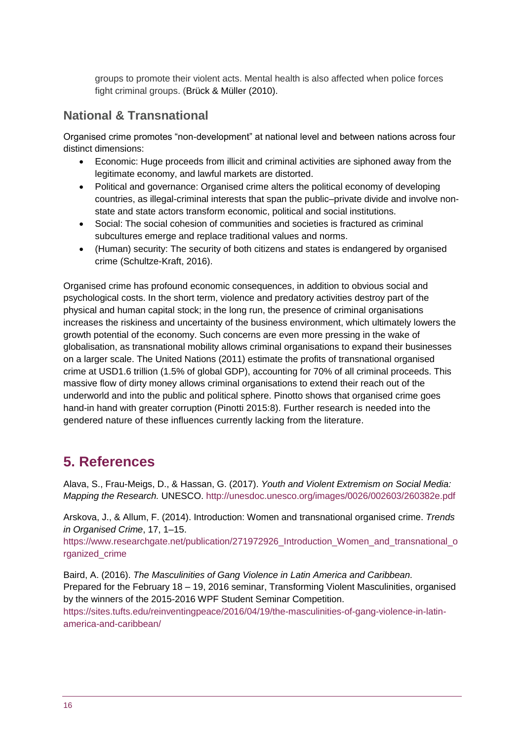groups to promote their violent acts. Mental health is also affected when police forces fight criminal groups. (Brück & Müller (2010).

### National & Transnational

Organised crime promotes "non-development" at national level and between nations across four distinct dimensions:

- Economic: Huge proceeds from illicit and criminal activities are siphoned away from the legitimate economy, and lawful markets are distorted.
- Political and governance: Organised crime alters the political economy of developing countries, as illegal-criminal interests that span the public–private divide and involve non-state and state actors transform economic, political and social institutions.
- Social: The social cohesion of communities and societies is fractured as criminal subcultures emerge and replace traditional values and norms.
- (Human) security: The security of both citizens and states is endangered by organised crime (Schultze-Kraft, 2016).

Organised crime has profound economic consequences, in addition to obvious social and psychological costs. In the short term, violence and predatory activities destroy part of the physical and human capital stock; in the long run, the presence of criminal organisations increases the riskiness and uncertainty of the business environment, which ultimately lowers the growth potential of the economy. Such concerns are even more pressing in the wake of globalisation, as transnational mobility allows criminal organisations to expand their businesses on a larger scale. The United Nations (2011) estimate the profits of transnational organised crime at USD1.6 trillion (1.5% of global GDP), accounting for 70% of all criminal proceeds. This massive flow of dirty money allows criminal organisations to extend their reach out of the underworld and into the public and political sphere. Pinotto shows that organised crime goes hand-in hand with greater corruption (Pinotti 2015:8). Further research is needed into the gendered nature of these influences currently lacking from the literature.

## 5. References

Alava, S., Frau-Meigs, D., & Hassan, G. (2017). *Youth and Violent Extremism on Social Media: Mapping the Research.* UNESCO. http://unesdoc.unesco.org/images/0026/002603/260382e.pdf

Arskova, J., & Allum, F. (2014). Introduction: Women and transnational organised crime. *Trends in Organised Crime*, 17, 1–15. https://www.researchgate.net/publication/271972926_Introduction_Women_and_transnational_organized_crime

Baird, A. (2016). *The Masculinities of Gang Violence in Latin America and Caribbean.* Prepared for the February 18 – 19, 2016 seminar, Transforming Violent Masculinities, organised by the winners of the 2015-2016 WPF Student Seminar Competition. https://sites.tufts.edu/reinventingpeace/2016/04/19/the-masculinities-of-gang-violence-in-latin-america-and-caribbean/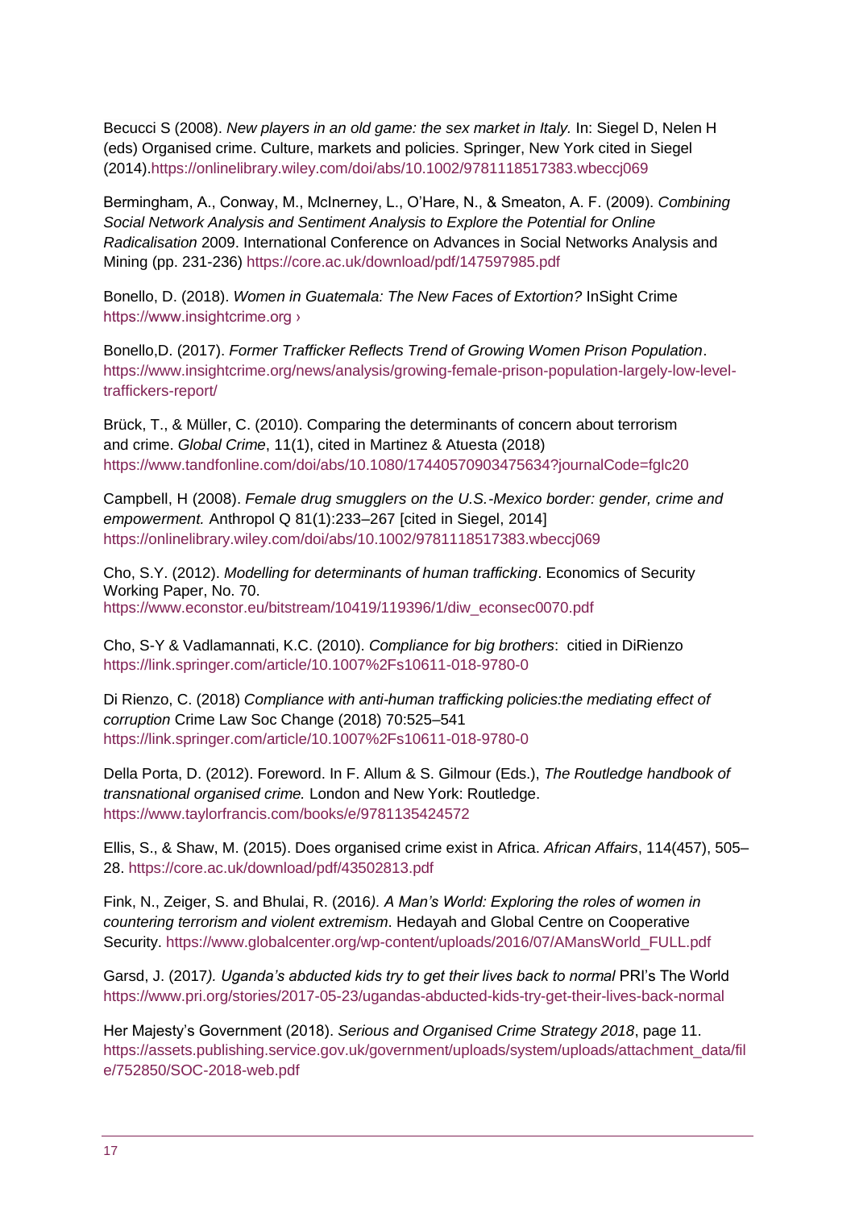Becucci S (2008). *New players in an old game: the sex market in Italy.* In: Siegel D, Nelen H (eds) Organised crime. Culture, markets and policies. Springer, New York cited in Siegel (2014).https://onlinelibrary.wiley.com/doi/abs/10.1002/9781118517383.wbeccj069

Bermingham, A., Conway, M., McInerney, L., O'Hare, N., & Smeaton, A. F. (2009). *Combining Social Network Analysis and Sentiment Analysis to Explore the Potential for Online Radicalisation* 2009. International Conference on Advances in Social Networks Analysis and Mining (pp. 231-236) https://core.ac.uk/download/pdf/147597985.pdf

Bonello, D. (2018). *Women in Guatemala: The New Faces of Extortion?* InSight Crime https://www.insightcrime.org ›

Bonello,D. (2017). *Former Trafficker Reflects Trend of Growing Women Prison Population*. https://www.insightcrime.org/news/analysis/growing-female-prison-population-largely-low-level-traffickers-report/

Brück, T., & Müller, C. (2010). Comparing the determinants of concern about terrorism and crime. *Global Crime*, 11(1), cited in Martinez & Atuesta (2018) https://www.tandfonline.com/doi/abs/10.1080/17440570903475634?journalCode=fglc20

Campbell, H (2008). *Female drug smugglers on the U.S.-Mexico border: gender, crime and empowerment.* Anthropol Q 81(1):233–267 [cited in Siegel, 2014] https://onlinelibrary.wiley.com/doi/abs/10.1002/9781118517383.wbeccj069

Cho, S.Y. (2012). *Modelling for determinants of human trafficking*. Economics of Security Working Paper, No. 70. https://www.econstor.eu/bitstream/10419/119396/1/diw_econsec0070.pdf

Cho, S-Y & Vadlamannati, K.C. (2010). *Compliance for big brothers*: citied in DiRienzo https://link.springer.com/article/10.1007%2Fs10611-018-9780-0

Di Rienzo, C. (2018) *Compliance with anti-human trafficking policies:the mediating effect of corruption* Crime Law Soc Change (2018) 70:525–541 https://link.springer.com/article/10.1007%2Fs10611-018-9780-0

Della Porta, D. (2012). Foreword. In F. Allum & S. Gilmour (Eds.), *The Routledge handbook of transnational organised crime.* London and New York: Routledge. https://www.taylorfrancis.com/books/e/9781135424572

Ellis, S., & Shaw, M. (2015). Does organised crime exist in Africa. *African Affairs*, 114(457), 505–28. https://core.ac.uk/download/pdf/43502813.pdf

Fink, N., Zeiger, S. and Bhulai, R. (2016*). A Man's World: Exploring the roles of women in countering terrorism and violent extremism*. Hedayah and Global Centre on Cooperative Security. https://www.globalcenter.org/wp-content/uploads/2016/07/AMansWorld_FULL.pdf

Garsd, J. (2017*). Uganda's abducted kids try to get their lives back to normal* PRI's The World https://www.pri.org/stories/2017-05-23/ugandas-abducted-kids-try-get-their-lives-back-normal

Her Majesty's Government (2018). *Serious and Organised Crime Strategy 2018*, page 11. https://assets.publishing.service.gov.uk/government/uploads/system/uploads/attachment_data/file/752850/SOC-2018-web.pdf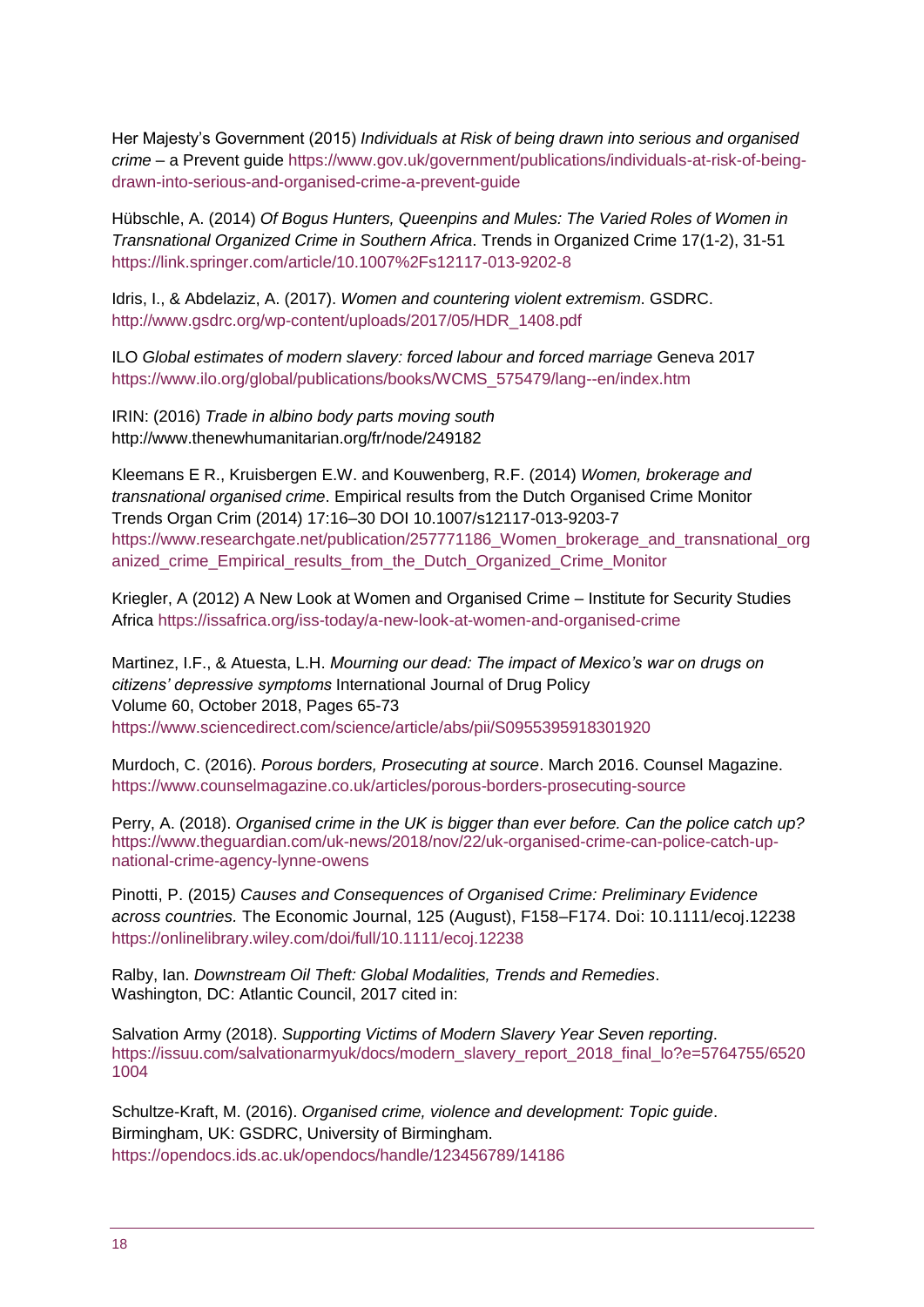Her Majesty's Government (2015) *Individuals at Risk of being drawn into serious and organised crime* – a Prevent guide https://www.gov.uk/government/publications/individuals-at-risk-of-being-drawn-into-serious-and-organised-crime-a-prevent-guide

Hübschle, A. (2014) *Of Bogus Hunters, Queenpins and Mules: The Varied Roles of Women in Transnational Organized Crime in Southern Africa*. Trends in Organized Crime 17(1-2), 31-51 https://link.springer.com/article/10.1007%2Fs12117-013-9202-8

Idris, I., & Abdelaziz, A. (2017). *Women and countering violent extremism*. GSDRC. http://www.gsdrc.org/wp-content/uploads/2017/05/HDR_1408.pdf

ILO *Global estimates of modern slavery: forced labour and forced marriage* Geneva 2017 https://www.ilo.org/global/publications/books/WCMS_575479/lang--en/index.htm

IRIN: (2016) *Trade in albino body parts moving south* http://www.thenewhumanitarian.org/fr/node/249182

Kleemans E R., Kruisbergen E.W. and Kouwenberg, R.F. (2014) *Women, brokerage and transnational organised crime*. Empirical results from the Dutch Organised Crime Monitor Trends Organ Crim (2014) 17:16–30 DOI 10.1007/s12117-013-9203-7 https://www.researchgate.net/publication/257771186_Women_brokerage_and_transnational_organized_crime_Empirical_results_from_the_Dutch_Organized_Crime_Monitor

Kriegler, A (2012) A New Look at Women and Organised Crime – Institute for Security Studies Africa https://issafrica.org/iss-today/a-new-look-at-women-and-organised-crime

Martinez, I.F., & Atuesta, L.H. *Mourning our dead: The impact of Mexico's war on drugs on citizens' depressive symptoms* International Journal of Drug Policy
Volume 60, October 2018, Pages 65-73
https://www.sciencedirect.com/science/article/abs/pii/S0955395918301920

Murdoch, C. (2016). *Porous borders, Prosecuting at source*. March 2016. Counsel Magazine. https://www.counselmagazine.co.uk/articles/porous-borders-prosecuting-source

Perry, A. (2018). *Organised crime in the UK is bigger than ever before. Can the police catch up?* https://www.theguardian.com/uk-news/2018/nov/22/uk-organised-crime-can-police-catch-up-national-crime-agency-lynne-owens

Pinotti, P. (2015*) Causes and Consequences of Organised Crime: Preliminary Evidence across countries.* The Economic Journal, 125 (August), F158–F174. Doi: 10.1111/ecoj.12238 https://onlinelibrary.wiley.com/doi/full/10.1111/ecoj.12238

Ralby, Ian. *Downstream Oil Theft: Global Modalities, Trends and Remedies*. Washington, DC: Atlantic Council, 2017 cited in:

Salvation Army (2018). *Supporting Victims of Modern Slavery Year Seven reporting*. https://issuu.com/salvationarmyuk/docs/modern_slavery_report_2018_final_lo?e=5764755/65201004

Schultze-Kraft, M. (2016). *Organised crime, violence and development: Topic guide*. Birmingham, UK: GSDRC, University of Birmingham.
https://opendocs.ids.ac.uk/opendocs/handle/123456789/14186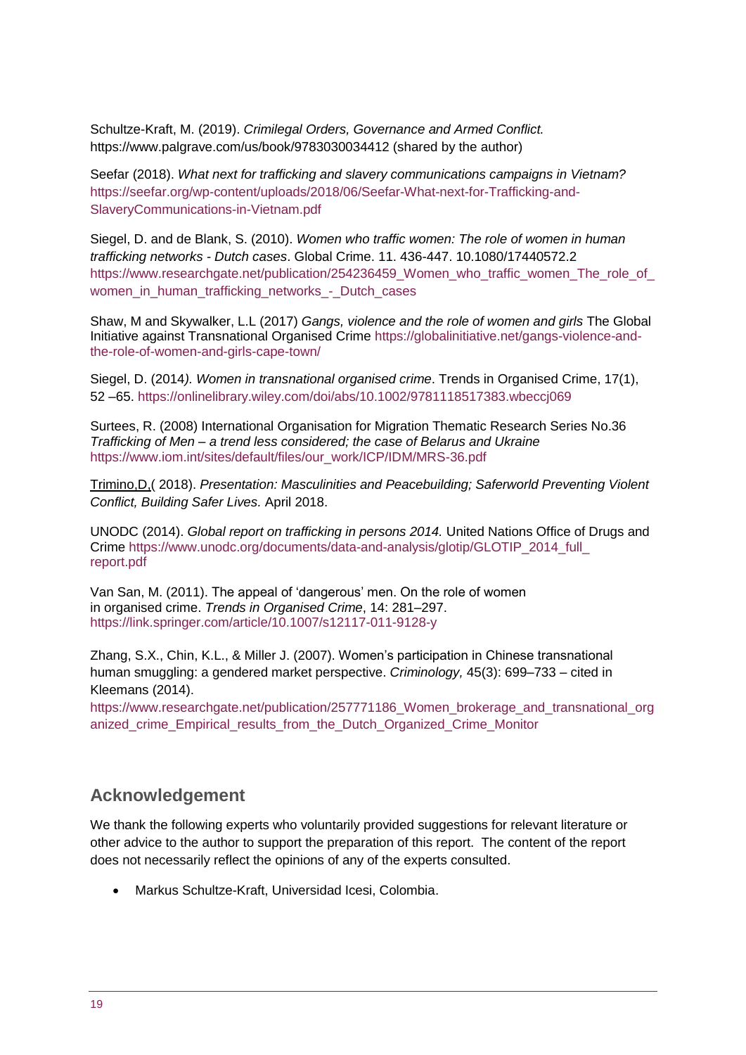Schultze-Kraft, M. (2019). *Crimilegal Orders, Governance and Armed Conflict.* https://www.palgrave.com/us/book/9783030034412 (shared by the author)

Seefar (2018). *What next for trafficking and slavery communications campaigns in Vietnam?* https://seefar.org/wp-content/uploads/2018/06/Seefar-What-next-for-Trafficking-and-SlaveryCommunications-in-Vietnam.pdf

Siegel, D. and de Blank, S. (2010). *Women who traffic women: The role of women in human trafficking networks - Dutch cases*. Global Crime. 11. 436-447. 10.1080/17440572.2 https://www.researchgate.net/publication/254236459_Women_who_traffic_women_The_role_of_women_in_human_trafficking_networks_-_Dutch_cases

Shaw, M and Skywalker, L.L (2017) *Gangs, violence and the role of women and girls* The Global Initiative against Transnational Organised Crime https://globalinitiative.net/gangs-violence-and-the-role-of-women-and-girls-cape-town/

Siegel, D. (2014*). Women in transnational organised crime*. Trends in Organised Crime, 17(1), 52 –65. https://onlinelibrary.wiley.com/doi/abs/10.1002/9781118517383.wbeccj069

Surtees, R. (2008) International Organisation for Migration Thematic Research Series No.36 *Trafficking of Men – a trend less considered; the case of Belarus and Ukraine* https://www.iom.int/sites/default/files/our_work/ICP/IDM/MRS-36.pdf

Trimino,D,( 2018). *Presentation: Masculinities and Peacebuilding; Saferworld Preventing Violent Conflict, Building Safer Lives.* April 2018.

UNODC (2014). *Global report on trafficking in persons 2014.* United Nations Office of Drugs and Crime https://www.unodc.org/documents/data-and-analysis/glotip/GLOTIP_2014_full_report.pdf

Van San, M. (2011). The appeal of 'dangerous' men. On the role of women in organised crime. *Trends in Organised Crime*, 14: 281–297. https://link.springer.com/article/10.1007/s12117-011-9128-y

Zhang, S.X., Chin, K.L., & Miller J. (2007). Women's participation in Chinese transnational human smuggling: a gendered market perspective. *Criminology,* 45(3): 699–733 – cited in Kleemans (2014). https://www.researchgate.net/publication/257771186_Women_brokerage_and_transnational_organized_crime_Empirical_results_from_the_Dutch_Organized_Crime_Monitor

## Acknowledgement

We thank the following experts who voluntarily provided suggestions for relevant literature or other advice to the author to support the preparation of this report. The content of the report does not necessarily reflect the opinions of any of the experts consulted.

- Markus Schultze-Kraft, Universidad Icesi, Colombia.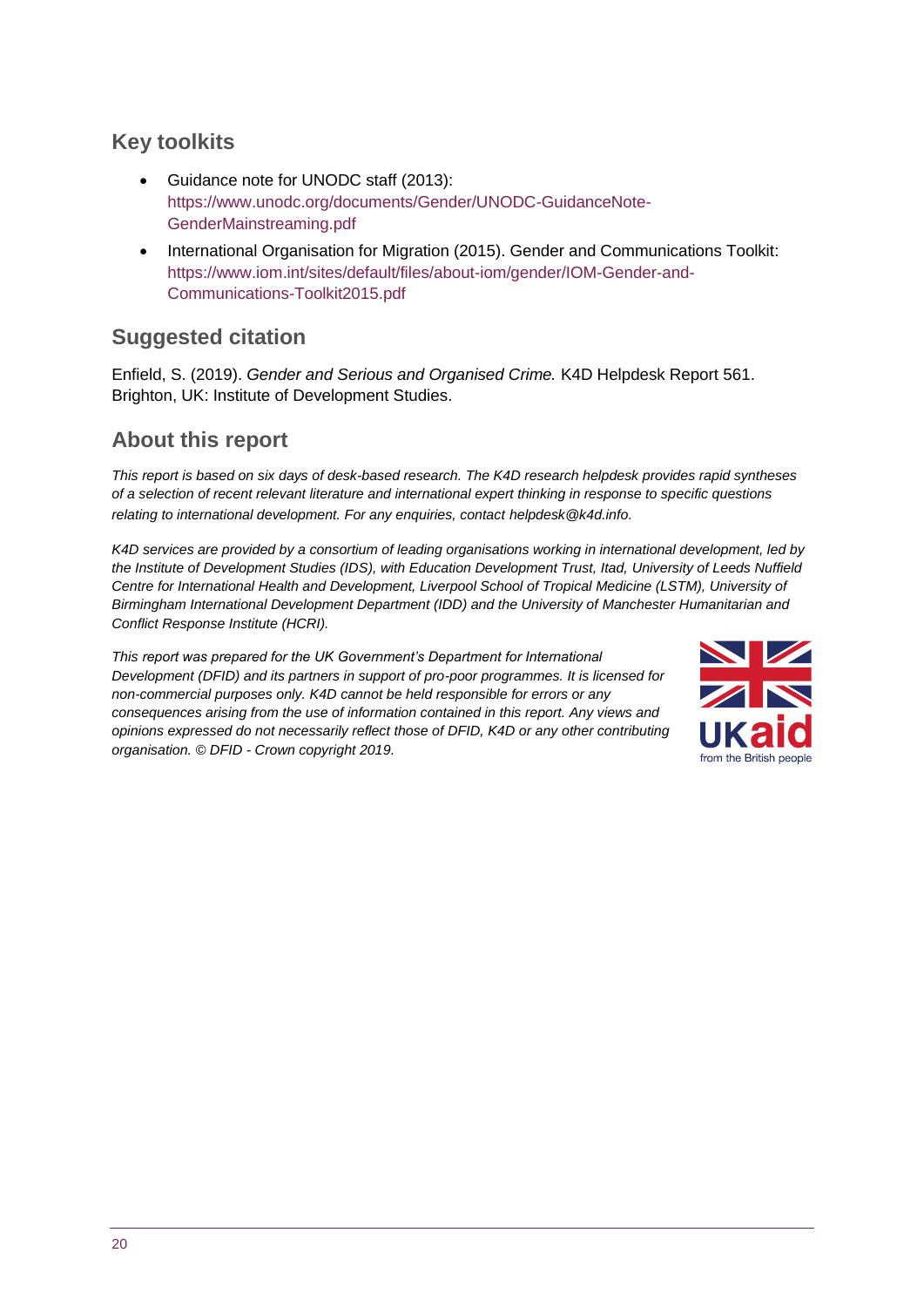## Key toolkits

- Guidance note for UNODC staff (2013): https://www.unodc.org/documents/Gender/UNODC-GuidanceNote-GenderMainstreaming.pdf
- International Organisation for Migration (2015). Gender and Communications Toolkit: https://www.iom.int/sites/default/files/about-iom/gender/IOM-Gender-and-Communications-Toolkit2015.pdf

## Suggested citation

Enfield, S. (2019). *Gender and Serious and Organised Crime.* K4D Helpdesk Report 561. Brighton, UK: Institute of Development Studies.

## About this report

*This report is based on six days of desk-based research. The K4D research helpdesk provides rapid syntheses of a selection of recent relevant literature and international expert thinking in response to specific questions relating to international development. For any enquiries, contact helpdesk@k4d.info.*

*K4D services are provided by a consortium of leading organisations working in international development, led by the Institute of Development Studies (IDS), with Education Development Trust, Itad, University of Leeds Nuffield Centre for International Health and Development, Liverpool School of Tropical Medicine (LSTM), University of Birmingham International Development Department (IDD) and the University of Manchester Humanitarian and Conflict Response Institute (HCRI).*

*This report was prepared for the UK Government's Department for International Development (DFID) and its partners in support of pro-poor programmes. It is licensed for non-commercial purposes only. K4D cannot be held responsible for errors or any consequences arising from the use of information contained in this report. Any views and opinions expressed do not necessarily reflect those of DFID, K4D or any other contributing organisation. © DFID - Crown copyright 2019.*

UKaid
from the British people